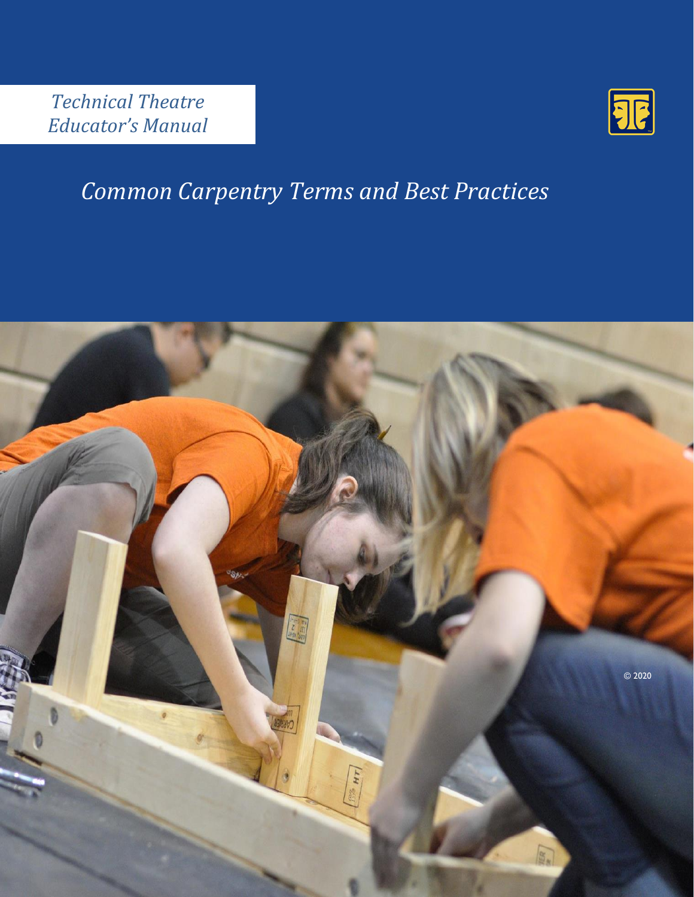*Technical Theatre Educator's Manual*

# *Common Carpentry Terms and Best Practices*

© 2020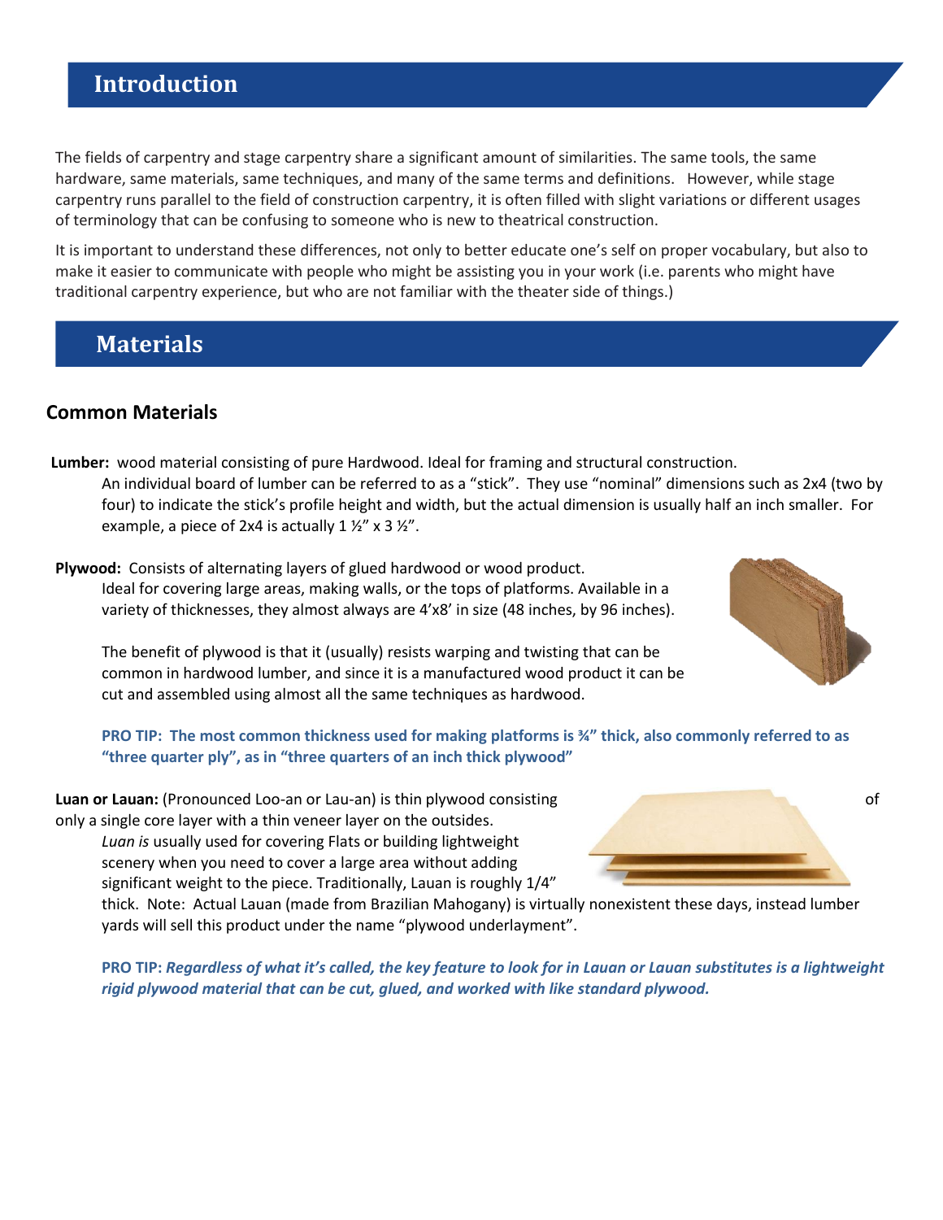## Introduction

The fields of carpentry and stage carpentry share a significant amount of similarities. The same tools, the same hardware, same materials, same techniques, and many of the same terms and definitions. However, while stage carpentry runs parallel to the field of construction carpentry, it is often filled with slight variations or different usages of terminology that can be confusing to someone who is new to theatrical construction.

It is important to understand these differences, not only to better educate one's self on proper vocabulary, but also to make it easier to communicate with people who might be assisting you in your work (i.e. parents who might have traditional carpentry experience, but who are not familiar with the theater side of things.)

## Materials

### Common Materials

**Lumber:** wood material consisting of pure Hardwood. Ideal for framing and structural construction. An individual board of lumber can be referred to as a "stick". They use "nominal" dimensions such as 2x4 (two by four) to indicate the stick's profile height and width, but the actual dimension is usually half an inch smaller. For example, a piece of 2x4 is actually 1 ½" x 3 ½".

**Plywood:** Consists of alternating layers of glued hardwood or wood product. Ideal for covering large areas, making walls, or the tops of platforms. Available in a variety of thicknesses, they almost always are 4'x8' in size (48 inches, by 96 inches).

The benefit of plywood is that it (usually) resists warping and twisting that can be common in hardwood lumber, and since it is a manufactured wood product it can be cut and assembled using almost all the same techniques as hardwood.

**PRO TIP: The most common thickness used for making platforms is ¾" thick, also commonly referred to as "three quarter ply", as in "three quarters of an inch thick plywood"**

**Luan or Lauan:** (Pronounced Loo-an or Lau-an) is thin plywood consisting of only a single core layer with a thin veneer layer on the outsides. *Luan is* usually used for covering Flats or building lightweight scenery when you need to cover a large area without adding significant weight to the piece. Traditionally, Lauan is roughly 1/4" thick. Note: Actual Lauan (made from Brazilian Mahogany) is virtually nonexistent these days, instead lumber yards will sell this product under the name "plywood underlayment".

**PRO TIP:** ***Regardless of what it's called, the key feature to look for in Lauan or Lauan substitutes is a lightweight rigid plywood material that can be cut, glued, and worked with like standard plywood.***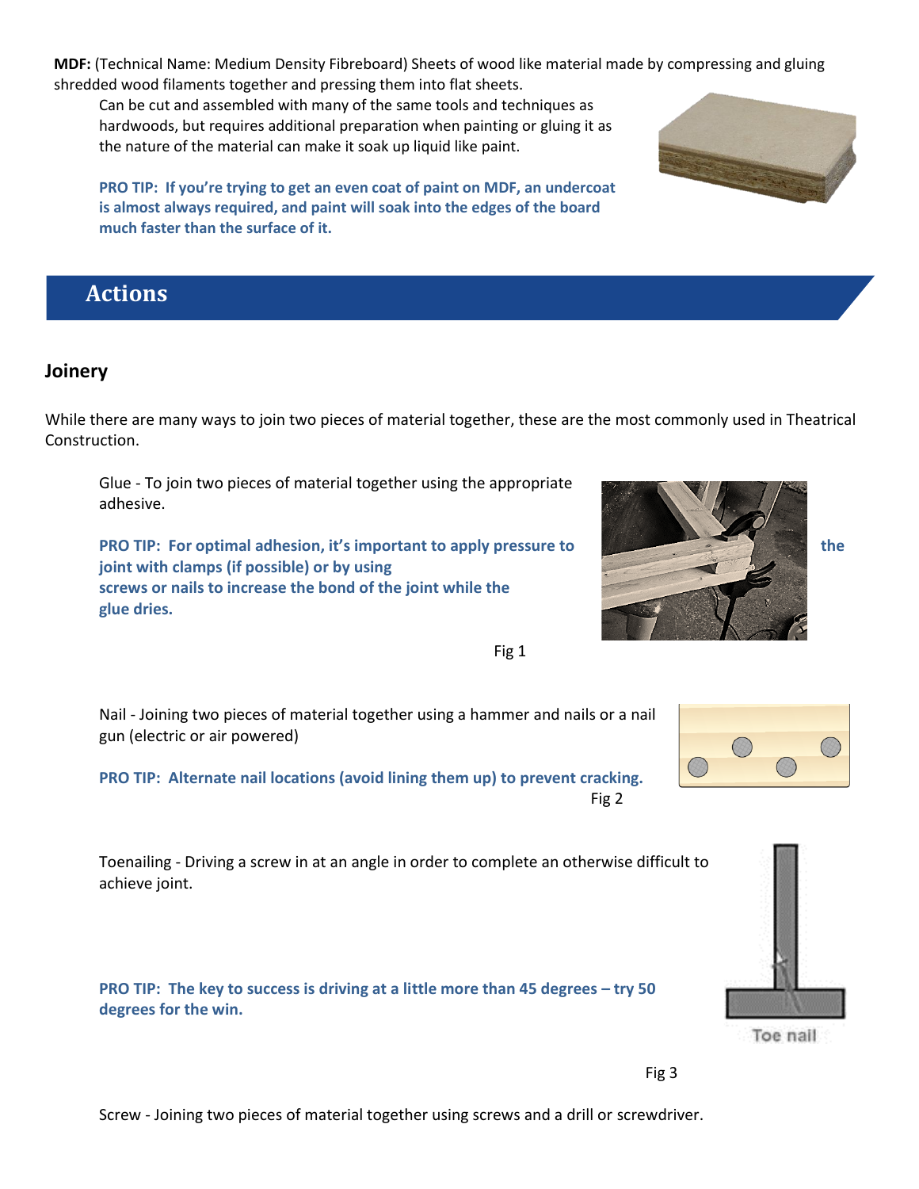**MDF:** (Technical Name: Medium Density Fibreboard) Sheets of wood like material made by compressing and gluing shredded wood filaments together and pressing them into flat sheets.

Can be cut and assembled with many of the same tools and techniques as hardwoods, but requires additional preparation when painting or gluing it as the nature of the material can make it soak up liquid like paint.

**PRO TIP: If you're trying to get an even coat of paint on MDF, an undercoat is almost always required, and paint will soak into the edges of the board much faster than the surface of it.**

# Actions

## Joinery

While there are many ways to join two pieces of material together, these are the most commonly used in Theatrical Construction.

Glue - To join two pieces of material together using the appropriate adhesive.

**PRO TIP: For optimal adhesion, it's important to apply pressure to the joint with clamps (if possible) or by using screws or nails to increase the bond of the joint while the glue dries.**

Fig 1

Nail - Joining two pieces of material together using a hammer and nails or a nail gun (electric or air powered)

**PRO TIP: Alternate nail locations (avoid lining them up) to prevent cracking.**

Fig 2

Toenailing - Driving a screw in at an angle in order to complete an otherwise difficult to achieve joint.

**PRO TIP: The key to success is driving at a little more than 45 degrees – try 50 degrees for the win.**

Toe nail

Fig 3

Screw - Joining two pieces of material together using screws and a drill or screwdriver.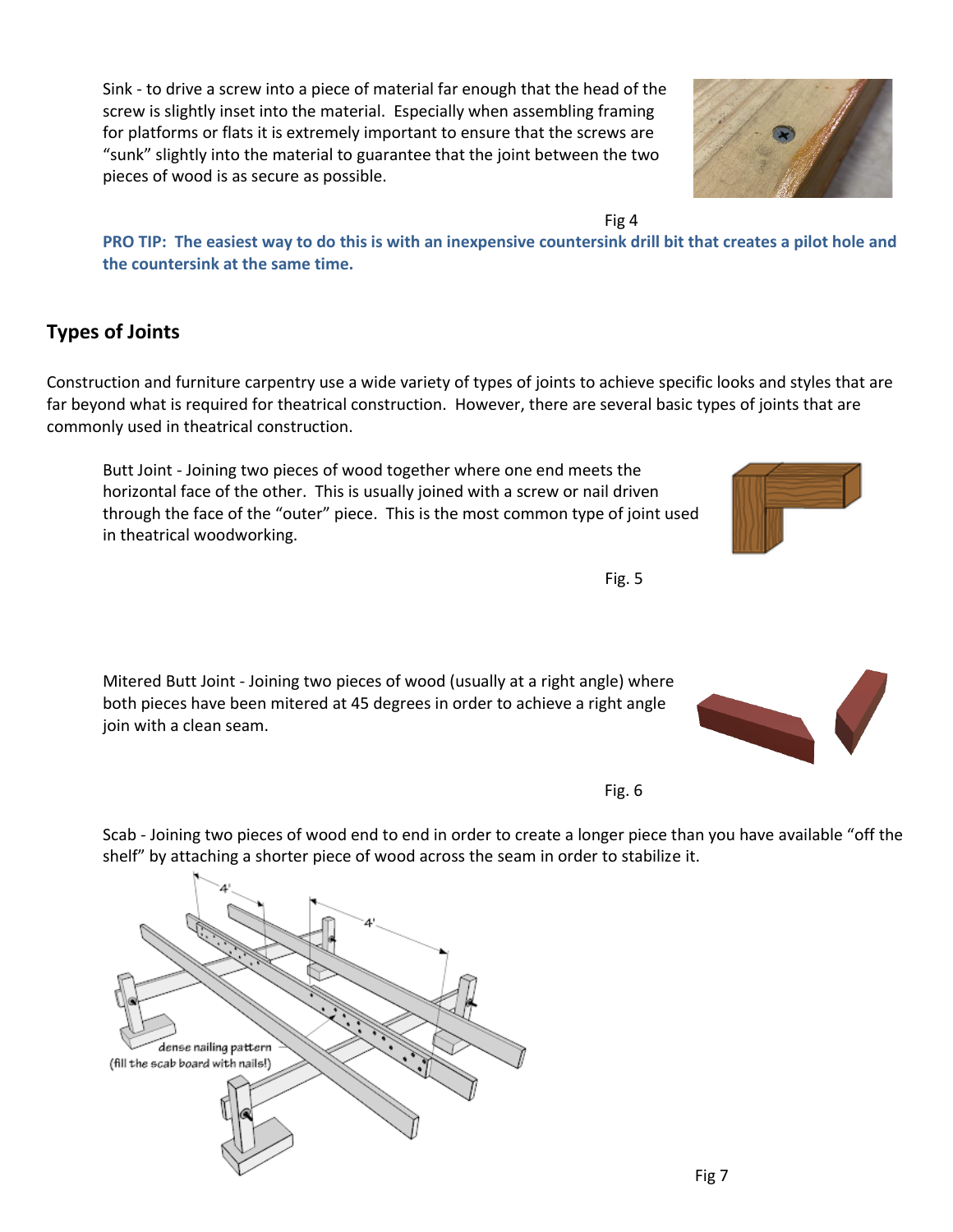Sink - to drive a screw into a piece of material far enough that the head of the screw is slightly inset into the material. Especially when assembling framing for platforms or flats it is extremely important to ensure that the screws are "sunk" slightly into the material to guarantee that the joint between the two pieces of wood is as secure as possible.

Fig 4

**PRO TIP: The easiest way to do this is with an inexpensive countersink drill bit that creates a pilot hole and the countersink at the same time.**

## Types of Joints

Construction and furniture carpentry use a wide variety of types of joints to achieve specific looks and styles that are far beyond what is required for theatrical construction. However, there are several basic types of joints that are commonly used in theatrical construction.

Butt Joint - Joining two pieces of wood together where one end meets the horizontal face of the other. This is usually joined with a screw or nail driven through the face of the "outer" piece. This is the most common type of joint used in theatrical woodworking.

Fig. 5

Mitered Butt Joint - Joining two pieces of wood (usually at a right angle) where both pieces have been mitered at 45 degrees in order to achieve a right angle join with a clean seam.

Fig. 6

Scab - Joining two pieces of wood end to end in order to create a longer piece than you have available "off the shelf" by attaching a shorter piece of wood across the seam in order to stabilize it.

Fig 7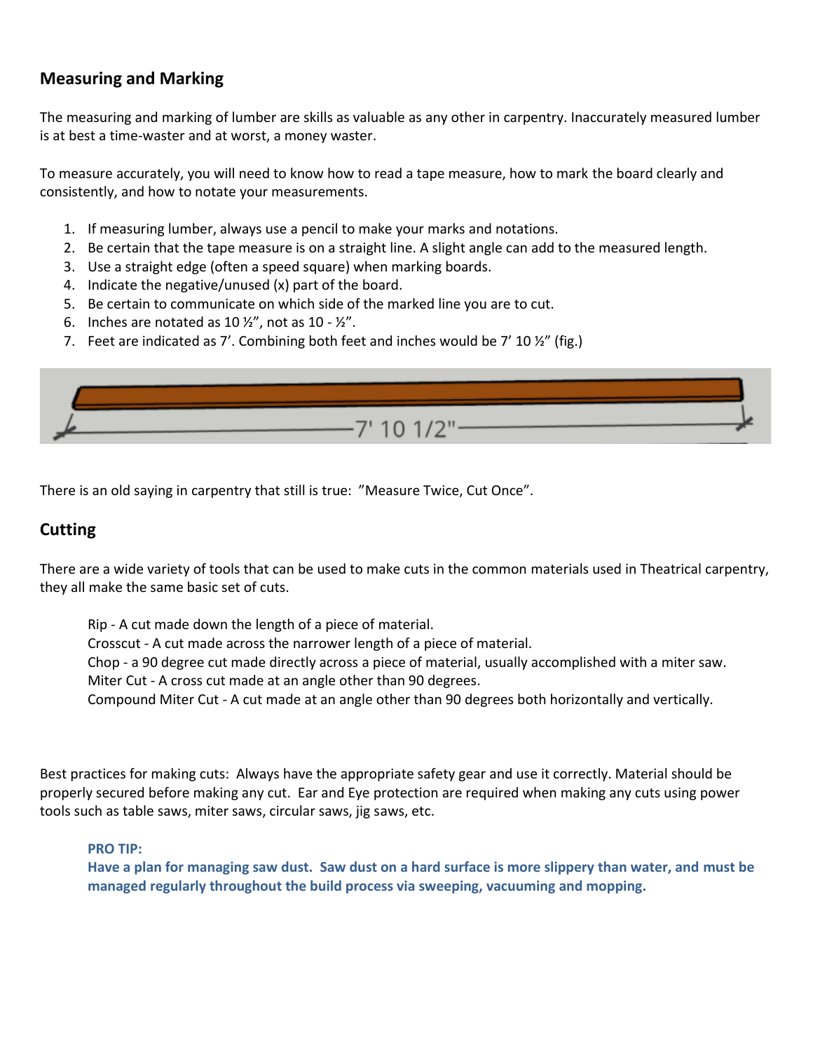## Measuring and Marking

The measuring and marking of lumber are skills as valuable as any other in carpentry. Inaccurately measured lumber is at best a time-waster and at worst, a money waster.

To measure accurately, you will need to know how to read a tape measure, how to mark the board clearly and consistently, and how to notate your measurements.

1. If measuring lumber, always use a pencil to make your marks and notations.
2. Be certain that the tape measure is on a straight line. A slight angle can add to the measured length.
3. Use a straight edge (often a speed square) when marking boards.
4. Indicate the negative/unused (x) part of the board.
5. Be certain to communicate on which side of the marked line you are to cut.
6. Inches are notated as 10 ½", not as 10 - ½".
7. Feet are indicated as 7'. Combining both feet and inches would be 7' 10 ½" (fig.)

7' 10 1/2"

There is an old saying in carpentry that still is true: "Measure Twice, Cut Once".

## Cutting

There are a wide variety of tools that can be used to make cuts in the common materials used in Theatrical carpentry, they all make the same basic set of cuts.

Rip - A cut made down the length of a piece of material.
Crosscut - A cut made across the narrower length of a piece of material.
Chop - a 90 degree cut made directly across a piece of material, usually accomplished with a miter saw.
Miter Cut - A cross cut made at an angle other than 90 degrees.
Compound Miter Cut - A cut made at an angle other than 90 degrees both horizontally and vertically.

Best practices for making cuts: Always have the appropriate safety gear and use it correctly. Material should be properly secured before making any cut. Ear and Eye protection are required when making any cuts using power tools such as table saws, miter saws, circular saws, jig saws, etc.

**PRO TIP:**
**Have a plan for managing saw dust. Saw dust on a hard surface is more slippery than water, and must be managed regularly throughout the build process via sweeping, vacuuming and mopping.**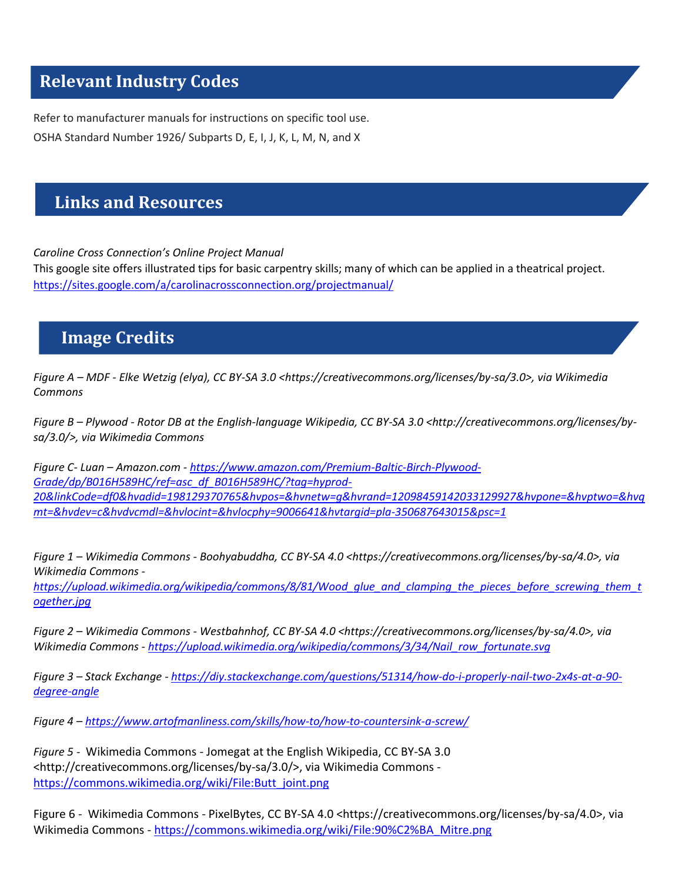## Relevant Industry Codes

Refer to manufacturer manuals for instructions on specific tool use.

OSHA Standard Number 1926/ Subparts D, E, I, J, K, L, M, N, and X

## Links and Resources

*Caroline Cross Connection's Online Project Manual*

This google site offers illustrated tips for basic carpentry skills; many of which can be applied in a theatrical project.

https://sites.google.com/a/carolinacrossconnection.org/projectmanual/

## Image Credits

*Figure A – MDF - Elke Wetzig (elya), CC BY-SA 3.0 <https://creativecommons.org/licenses/by-sa/3.0>, via Wikimedia Commons*

*Figure B – Plywood - Rotor DB at the English-language Wikipedia, CC BY-SA 3.0 <http://creativecommons.org/licenses/by-sa/3.0/>, via Wikimedia Commons*

*Figure C- Luan – Amazon.com - https://www.amazon.com/Premium-Baltic-Birch-Plywood-Grade/dp/B016H589HC/ref=asc_df_B016H589HC/?tag=hyprod-20&linkCode=df0&hvadid=198129370765&hvpos=&hvnetw=g&hvrand=12098459142033129927&hvpone=&hvptwo=&hvqmt=&hvdev=c&hvdvcmdl=&hvlocint=&hvlocphy=9006641&hvtargid=pla-350687643015&psc=1*

*Figure 1 – Wikimedia Commons - Boohyabuddha, CC BY-SA 4.0 <https://creativecommons.org/licenses/by-sa/4.0>, via Wikimedia Commons - https://upload.wikimedia.org/wikipedia/commons/8/81/Wood_glue_and_clamping_the_pieces_before_screwing_them_together.jpg*

*Figure 2 – Wikimedia Commons - Westbahnhof, CC BY-SA 4.0 <https://creativecommons.org/licenses/by-sa/4.0>, via Wikimedia Commons - https://upload.wikimedia.org/wikipedia/commons/3/34/Nail_row_fortunate.svg*

*Figure 3 – Stack Exchange - https://diy.stackexchange.com/questions/51314/how-do-i-properly-nail-two-2x4s-at-a-90-degree-angle*

*Figure 4 – https://www.artofmanliness.com/skills/how-to/how-to-countersink-a-screw/*

*Figure 5* - Wikimedia Commons - Jomegat at the English Wikipedia, CC BY-SA 3.0 <http://creativecommons.org/licenses/by-sa/3.0/>, via Wikimedia Commons - https://commons.wikimedia.org/wiki/File:Butt_joint.png

Figure 6 - Wikimedia Commons - PixelBytes, CC BY-SA 4.0 <https://creativecommons.org/licenses/by-sa/4.0>, via Wikimedia Commons - https://commons.wikimedia.org/wiki/File:90%C2%BA_Mitre.png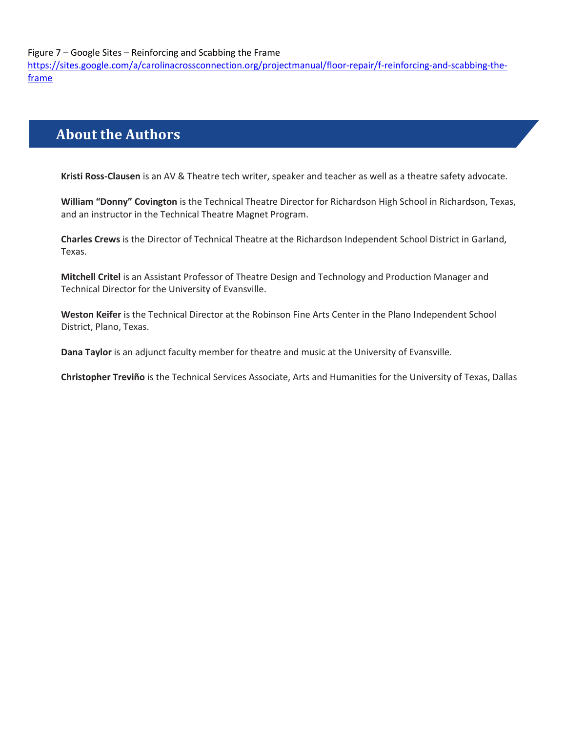Figure 7 – Google Sites – Reinforcing and Scabbing the Frame
https://sites.google.com/a/carolinacrossconnection.org/projectmanual/floor-repair/f-reinforcing-and-scabbing-the-frame

## About the Authors

**Kristi Ross-Clausen** is an AV & Theatre tech writer, speaker and teacher as well as a theatre safety advocate.

**William "Donny" Covington** is the Technical Theatre Director for Richardson High School in Richardson, Texas, and an instructor in the Technical Theatre Magnet Program.

**Charles Crews** is the Director of Technical Theatre at the Richardson Independent School District in Garland, Texas.

**Mitchell Critel** is an Assistant Professor of Theatre Design and Technology and Production Manager and Technical Director for the University of Evansville.

**Weston Keifer** is the Technical Director at the Robinson Fine Arts Center in the Plano Independent School District, Plano, Texas.

**Dana Taylor** is an adjunct faculty member for theatre and music at the University of Evansville.

**Christopher Treviño** is the Technical Services Associate, Arts and Humanities for the University of Texas, Dallas